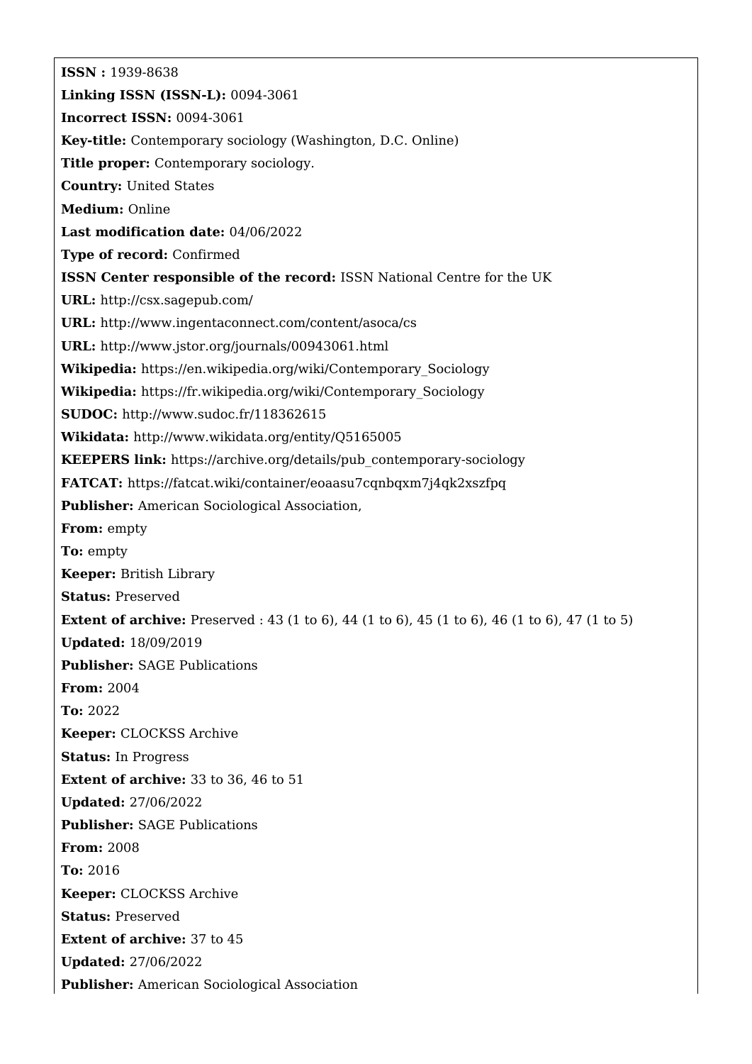**ISSN :** 1939-8638

**Linking ISSN (ISSN-L):** 0094-3061

**Incorrect ISSN:** 0094-3061

**Key-title:** Contemporary sociology (Washington, D.C. Online)

**Title proper:** Contemporary sociology.

**Country:** United States

**Medium:** Online

**Last modification date:** 04/06/2022

**Type of record:** Confirmed

**ISSN Center responsible of the record:** ISSN National Centre for the UK

**URL:** http://csx.sagepub.com/

**URL:** http://www.ingentaconnect.com/content/asoca/cs

**URL:** http://www.jstor.org/journals/00943061.html

**Wikipedia:** https://en.wikipedia.org/wiki/Contemporary_Sociology

**Wikipedia:** https://fr.wikipedia.org/wiki/Contemporary_Sociology

**SUDOC:** http://www.sudoc.fr/118362615

**Wikidata:** http://www.wikidata.org/entity/Q5165005

**KEEPERS link:** https://archive.org/details/pub_contemporary-sociology

**FATCAT:** https://fatcat.wiki/container/eoaasu7cqnbqxm7j4qk2xszfpq

**Publisher:** American Sociological Association,

**From:** empty

**To:** empty

**Keeper:** British Library

**Status:** Preserved

**Extent of archive:** Preserved : 43 (1 to 6), 44 (1 to 6), 45 (1 to 6), 46 (1 to 6), 47 (1 to 5)

**Updated:** 18/09/2019

**Publisher:** SAGE Publications

**From:** 2004

**To:** 2022

**Keeper:** CLOCKSS Archive

**Status:** In Progress

**Extent of archive:** 33 to 36, 46 to 51

**Updated:** 27/06/2022

**Publisher:** SAGE Publications

**From:** 2008

**To:** 2016

**Keeper:** CLOCKSS Archive

**Status:** Preserved

**Extent of archive:** 37 to 45

**Updated:** 27/06/2022

**Publisher:** American Sociological Association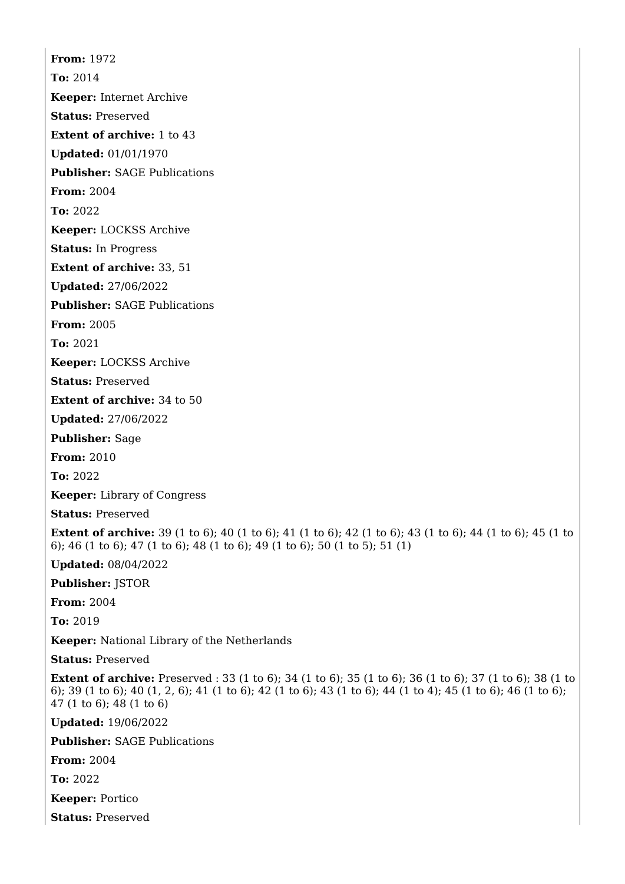**From:** 1972

**To:** 2014

**Keeper:** Internet Archive

**Status:** Preserved

**Extent of archive:** 1 to 43

**Updated:** 01/01/1970

**Publisher:** SAGE Publications

**From:** 2004

**To:** 2022

**Keeper:** LOCKSS Archive

**Status:** In Progress

**Extent of archive:** 33, 51

**Updated:** 27/06/2022

**Publisher:** SAGE Publications

**From:** 2005

**To:** 2021

**Keeper:** LOCKSS Archive

**Status:** Preserved

**Extent of archive:** 34 to 50

**Updated:** 27/06/2022

**Publisher:** Sage

**From:** 2010

**To:** 2022

**Keeper:** Library of Congress

**Status:** Preserved

**Extent of archive:** 39 (1 to 6); 40 (1 to 6); 41 (1 to 6); 42 (1 to 6); 43 (1 to 6); 44 (1 to 6); 45 (1 to 6); 46 (1 to 6); 47 (1 to 6); 48 (1 to 6); 49 (1 to 6); 50 (1 to 5); 51 (1)

**Updated:** 08/04/2022

**Publisher:** JSTOR

**From:** 2004

**To:** 2019

**Keeper:** National Library of the Netherlands

**Status:** Preserved

**Extent of archive:** Preserved : 33 (1 to 6); 34 (1 to 6); 35 (1 to 6); 36 (1 to 6); 37 (1 to 6); 38 (1 to 6); 39 (1 to 6); 40 (1, 2, 6); 41 (1 to 6); 42 (1 to 6); 43 (1 to 6); 44 (1 to 4); 45 (1 to 6); 46 (1 to 6); 47 (1 to 6); 48 (1 to 6)

**Updated:** 19/06/2022

**Publisher:** SAGE Publications

**From:** 2004

**To:** 2022

**Keeper:** Portico

**Status:** Preserved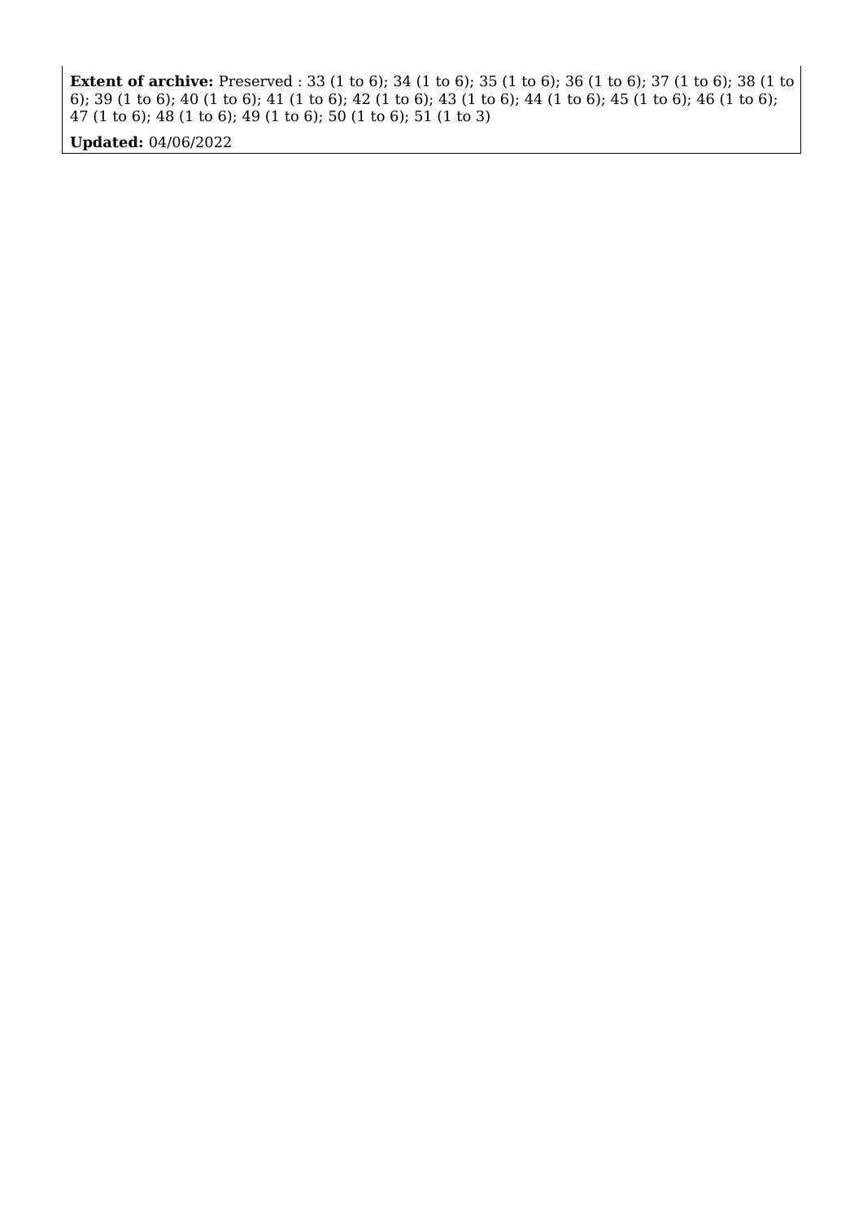**Extent of archive:** Preserved : 33 (1 to 6); 34 (1 to 6); 35 (1 to 6); 36 (1 to 6); 37 (1 to 6); 38 (1 to 6); 39 (1 to 6); 40 (1 to 6); 41 (1 to 6); 42 (1 to 6); 43 (1 to 6); 44 (1 to 6); 45 (1 to 6); 46 (1 to 6); 47 (1 to 6); 48 (1 to 6); 49 (1 to 6); 50 (1 to 6); 51 (1 to 3)

**Updated:** 04/06/2022